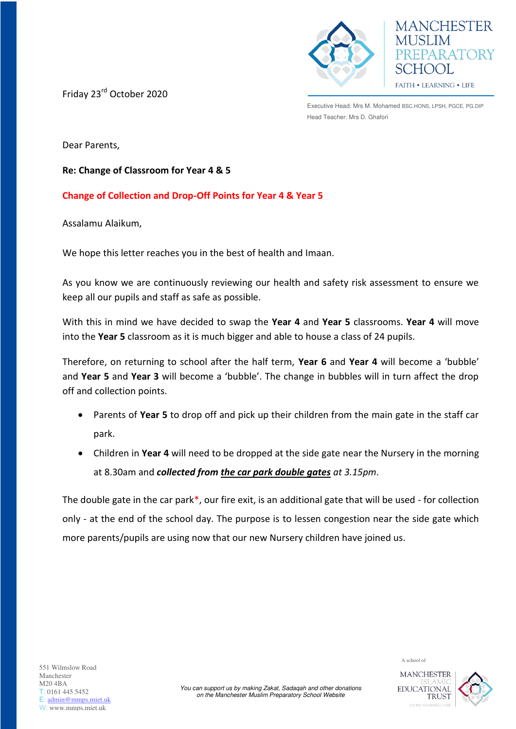MANCHESTER MUSLIM PREPARATORY SCHOOL

FAITH • LEARNING • LIFE

Executive Head: Mrs M. Mohamed BSC.HONS, LPSH, PGCE, PG.DIP

Head Teacher: Mrs D. Ghafori

Friday 23rd October 2020

Dear Parents,

**Re: Change of Classroom for Year 4 & 5**

**Change of Collection and Drop-Off Points for Year 4 & Year 5**

Assalamu Alaikum,

We hope this letter reaches you in the best of health and Imaan.

As you know we are continuously reviewing our health and safety risk assessment to ensure we keep all our pupils and staff as safe as possible.

With this in mind we have decided to swap the **Year 4** and **Year 5** classrooms. **Year 4** will move into the **Year 5** classroom as it is much bigger and able to house a class of 24 pupils.

Therefore, on returning to school after the half term, **Year 6** and **Year 4** will become a 'bubble' and **Year 5** and **Year 3** will become a 'bubble'. The change in bubbles will in turn affect the drop off and collection points.

- Parents of **Year 5** to drop off and pick up their children from the main gate in the staff car park.
- Children in **Year 4** will need to be dropped at the side gate near the Nursery in the morning at 8.30am and ***collected from <u>the car park double gates</u>*** *at 3.15pm*.

The double gate in the car park*, our fire exit, is an additional gate that will be used - for collection only - at the end of the school day. The purpose is to lessen congestion near the side gate which more parents/pupils are using now that our new Nursery children have joined us.

551 Wilmslow Road
Manchester
M20 4BA
T: 0161 445 5452
E: admin@mmps.miet.uk
W: www.mmps.miet.uk

*You can support us by making Zakat, Sadaqah and other donations on the Manchester Muslim Preparatory School Website*

A school of MANCHESTER ISLAMIC EDUCATIONAL TRUST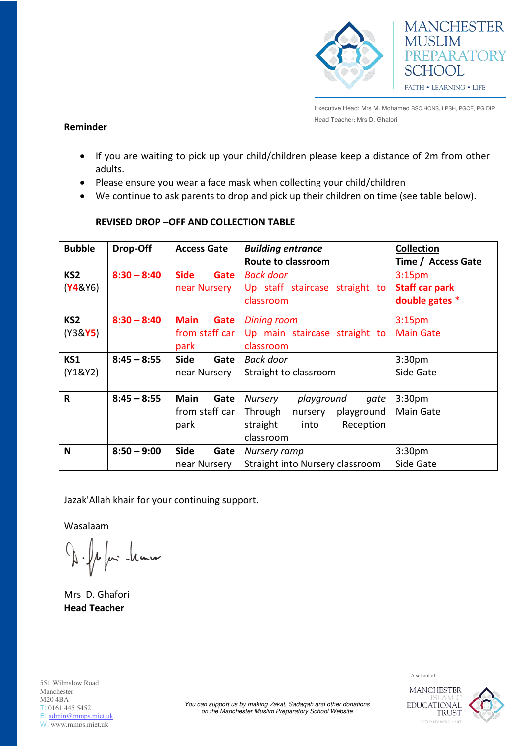MANCHESTER MUSLIM PREPARATORY SCHOOL

FAITH • LEARNING • LIFE

Executive Head: Mrs M. Mohamed BSC.HONS, LPSH, PGCE, PG.DIP

Head Teacher: Mrs D. Ghafori

**Reminder**

- If you are waiting to pick up your child/children please keep a distance of 2m from other adults.
- Please ensure you wear a face mask when collecting your child/children
- We continue to ask parents to drop and pick up their children on time (see table below).

**REVISED DROP –OFF AND COLLECTION TABLE**

| **Bubble** | **Drop-Off** | **Access Gate** | ***Building entrance*** **Route to classroom** | **Collection Time / Access Gate** |
|---|---|---|---|---|
| **KS2** (**Y4**&Y6) | **8:30 – 8:40** | **Side Gate** near Nursery | *Back door* Up staff staircase straight to classroom | 3:15pm **Staff car park double gates** * |
| **KS2** (Y3&**Y5**) | **8:30 – 8:40** | **Main Gate** from staff car park | *Dining room* Up main staircase straight to classroom | 3:15pm Main Gate |
| **KS1** (Y1&Y2) | **8:45 – 8:55** | **Side Gate** near Nursery | *Back door* Straight to classroom | 3:30pm Side Gate |
| **R** | **8:45 – 8:55** | **Main Gate** from staff car park | *Nursery playground gate* Through nursery playground straight into Reception classroom | 3:30pm Main Gate |
| **N** | **8:50 – 9:00** | **Side Gate** near Nursery | *Nursery ramp* Straight into Nursery classroom | 3:30pm Side Gate |

Jazak'Allah khair for your continuing support.

Wasalaam

Mrs D. Ghafori
**Head Teacher**

551 Wilmslow Road
Manchester
M20 4BA
T: 0161 445 5452
E: admin@mmps.miet.uk
W: www.mmps.miet.uk

*You can support us by making Zakat, Sadaqah and other donations on the Manchester Muslim Preparatory School Website*

A school of MANCHESTER ISLAMIC EDUCATIONAL TRUST

FAITH • LEARNING • LIFE